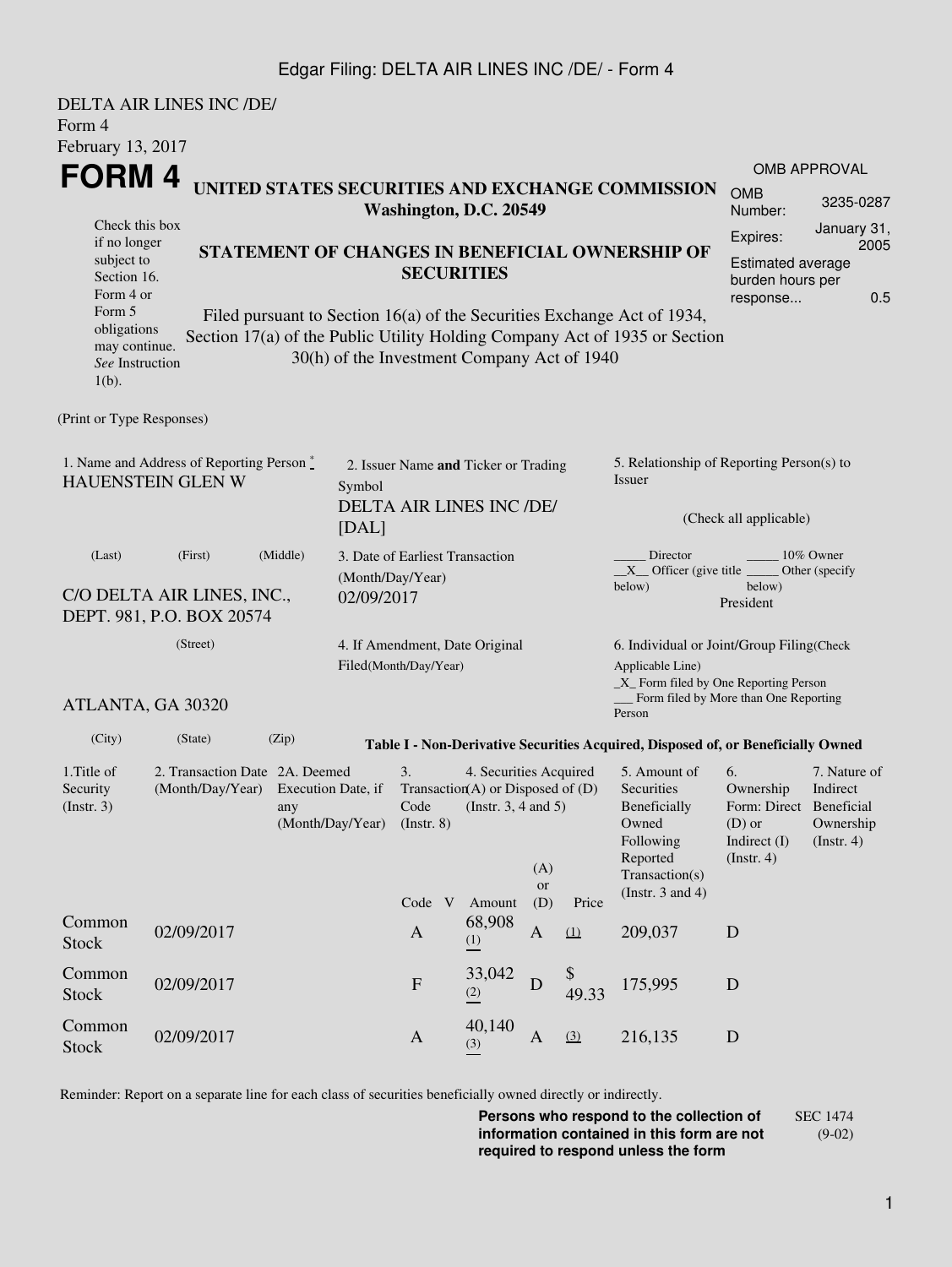DELTA AIR LINES INC /DE/
Form 4
February 13, 2017

# FORM 4

**UNITED STATES SECURITIES AND EXCHANGE COMMISSION**
**Washington, D.C. 20549**

| OMB APPROVAL | |
|---|---|
| OMB Number: | 3235-0287 |
| Expires: | January 31, 2005 |
| Estimated average burden hours per response... | 0.5 |

Check this box if no longer subject to Section 16. Form 4 or Form 5 obligations may continue. *See* Instruction 1(b).

**STATEMENT OF CHANGES IN BENEFICIAL OWNERSHIP OF SECURITIES**

Filed pursuant to Section 16(a) of the Securities Exchange Act of 1934, Section 17(a) of the Public Utility Holding Company Act of 1935 or Section 30(h) of the Investment Company Act of 1940

(Print or Type Responses)

1. Name and Address of Reporting Person *
HAUENSTEIN GLEN W

(Last) (First) (Middle)

C/O DELTA AIR LINES, INC., DEPT. 981, P.O. BOX 20574

(Street)

ATLANTA, GA 30320

(City) (State) (Zip)

2. Issuer Name **and** Ticker or Trading Symbol
DELTA AIR LINES INC /DE/ [DAL]

3. Date of Earliest Transaction (Month/Day/Year)
02/09/2017

4. If Amendment, Date Original Filed(Month/Day/Year)

5. Relationship of Reporting Person(s) to Issuer

(Check all applicable)

_____ Director _____ 10% Owner
__X__ Officer (give title below) _____ Other (specify below)
President

6. Individual or Joint/Group Filing(Check Applicable Line)
_X_ Form filed by One Reporting Person
___ Form filed by More than One Reporting Person

**Table I - Non-Derivative Securities Acquired, Disposed of, or Beneficially Owned**

| 1.Title of Security (Instr. 3) | 2. Transaction Date (Month/Day/Year) | 2A. Deemed Execution Date, if any (Month/Day/Year) | 3. Transaction Code (Instr. 8) | | 4. Securities Acquired (A) or Disposed of (D) (Instr. 3, 4 and 5) | | | 5. Amount of Securities Beneficially Owned Following Reported Transaction(s) (Instr. 3 and 4) | 6. Ownership Form: Direct (D) or Indirect (I) (Instr. 4) | 7. Nature of Indirect Beneficial Ownership (Instr. 4) |
|---|---|---|---|---|---|---|---|---|---|---|
| | | | Code | V | Amount | (A) or (D) | Price | | | |
| Common Stock | 02/09/2017 | | A | | 68,908 (1) | A | (1) | 209,037 | D | |
| Common Stock | 02/09/2017 | | F | | 33,042 (2) | D | $ 49.33 | 175,995 | D | |
| Common Stock | 02/09/2017 | | A | | 40,140 (3) | A | (3) | 216,135 | D | |

Reminder: Report on a separate line for each class of securities beneficially owned directly or indirectly.

**Persons who respond to the collection of information contained in this form are not required to respond unless the form**

SEC 1474 (9-02)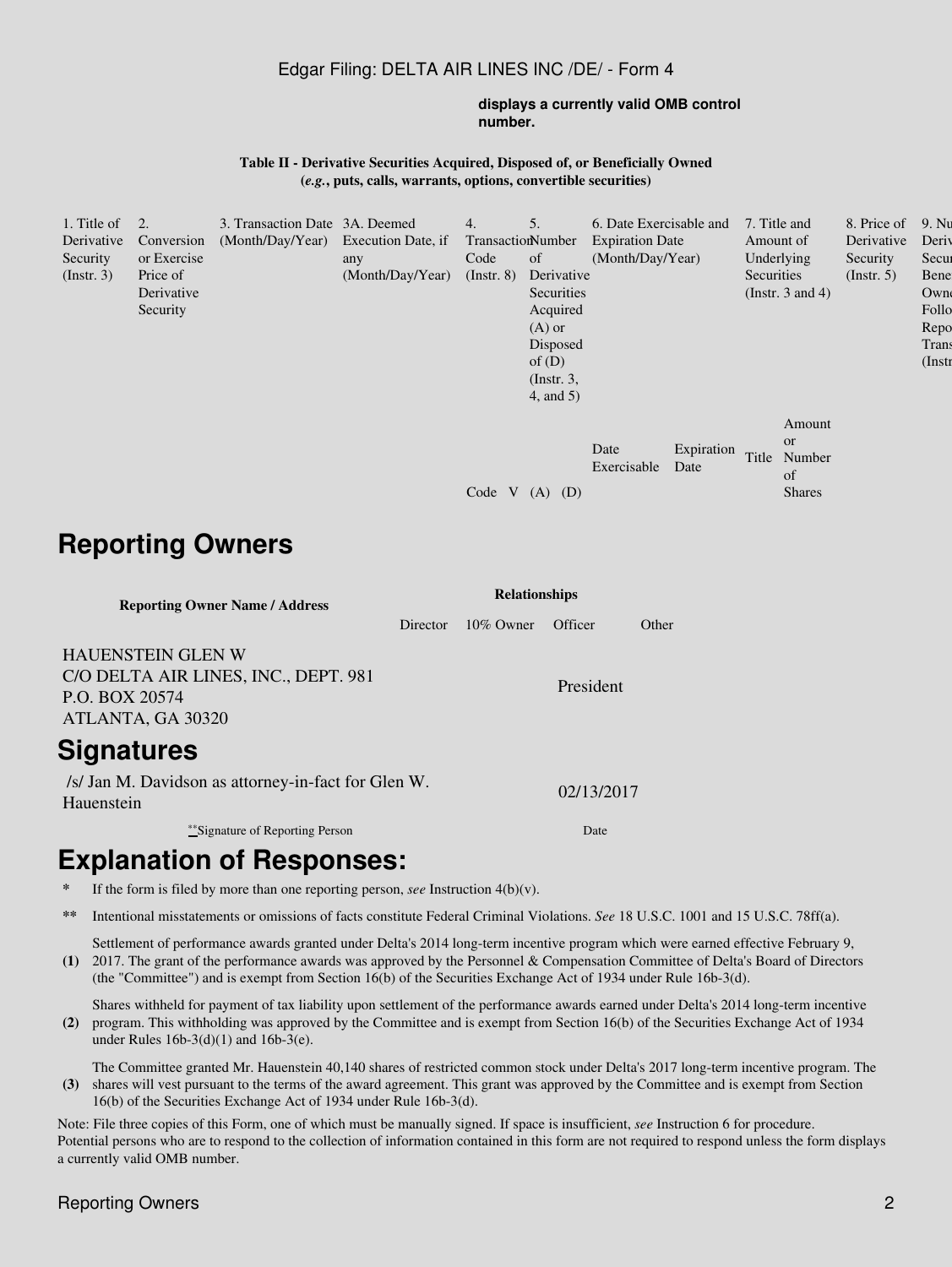displays a currently valid OMB control number.

**Table II - Derivative Securities Acquired, Disposed of, or Beneficially Owned**
**(*e.g.*, puts, calls, warrants, options, convertible securities)**

| 1. Title of Derivative Security (Instr. 3) | 2. Conversion or Exercise Price of Derivative Security | 3. Transaction Date (Month/Day/Year) | 3A. Deemed Execution Date, if any (Month/Day/Year) | 4. Transaction Code (Instr. 8) | | 5. Number of Derivative Securities Acquired (A) or Disposed of (D) (Instr. 3, 4, and 5) | | 6. Date Exercisable and Expiration Date (Month/Day/Year) | | 7. Title and Amount of Underlying Securities (Instr. 3 and 4) | | 8. Price of Derivative Security (Instr. 5) | 9. Nu Deriv Secur Bene Own Follo Repo Trans (Instr |
|---|---|---|---|---|---|---|---|---|---|---|---|---|---|
| | | | | Code | V | (A) | (D) | Date Exercisable | Expiration Date | Title | Amount or Number of Shares | | |

## Reporting Owners

| Reporting Owner Name / Address | Director | 10% Owner | Officer | Other |
|---|---|---|---|---|
| HAUENSTEIN GLEN W<br>C/O DELTA AIR LINES, INC., DEPT. 981<br>P.O. BOX 20574<br>ATLANTA, GA 30320 | | | President | |

## Signatures

| | |
|---|---|
| /s/ Jan M. Davidson as attorney-in-fact for Glen W. Hauenstein | 02/13/2017 |
| **Signature of Reporting Person | Date |

## Explanation of Responses:

\* If the form is filed by more than one reporting person, *see* Instruction 4(b)(v).

** Intentional misstatements or omissions of facts constitute Federal Criminal Violations. *See* 18 U.S.C. 1001 and 15 U.S.C. 78ff(a).

**(1)** Settlement of performance awards granted under Delta's 2014 long-term incentive program which were earned effective February 9, 2017. The grant of the performance awards was approved by the Personnel & Compensation Committee of Delta's Board of Directors (the "Committee") and is exempt from Section 16(b) of the Securities Exchange Act of 1934 under Rule 16b-3(d).

**(2)** Shares withheld for payment of tax liability upon settlement of the performance awards earned under Delta's 2014 long-term incentive program. This withholding was approved by the Committee and is exempt from Section 16(b) of the Securities Exchange Act of 1934 under Rules 16b-3(d)(1) and 16b-3(e).

**(3)** The Committee granted Mr. Hauenstein 40,140 shares of restricted common stock under Delta's 2017 long-term incentive program. The shares will vest pursuant to the terms of the award agreement. This grant was approved by the Committee and is exempt from Section 16(b) of the Securities Exchange Act of 1934 under Rule 16b-3(d).

Note: File three copies of this Form, one of which must be manually signed. If space is insufficient, *see* Instruction 6 for procedure.
Potential persons who are to respond to the collection of information contained in this form are not required to respond unless the form displays a currently valid OMB number.